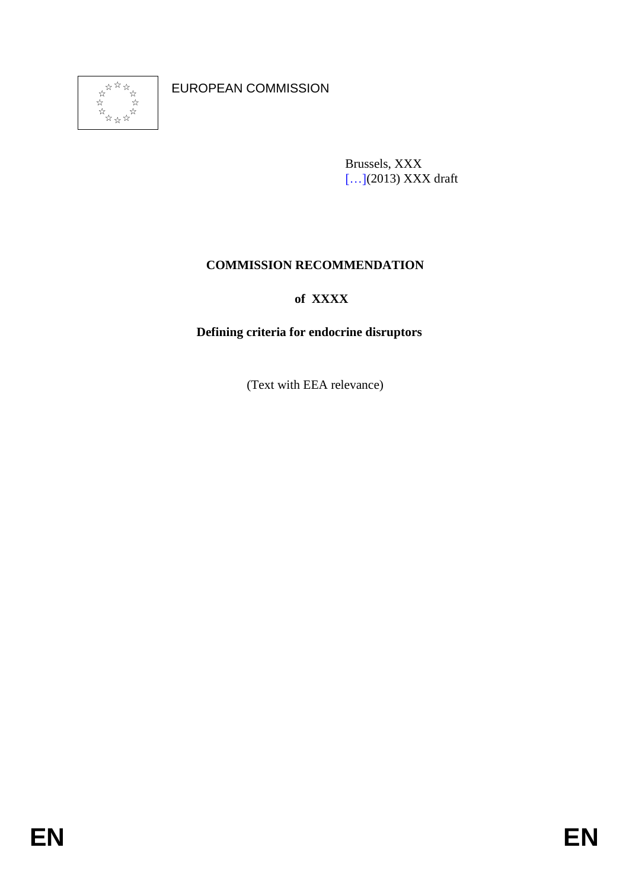EUROPEAN COMMISSION

Brussels, XXX
[…](2013) XXX draft

**COMMISSION RECOMMENDATION**

**of XXXX**

**Defining criteria for endocrine disruptors**

(Text with EEA relevance)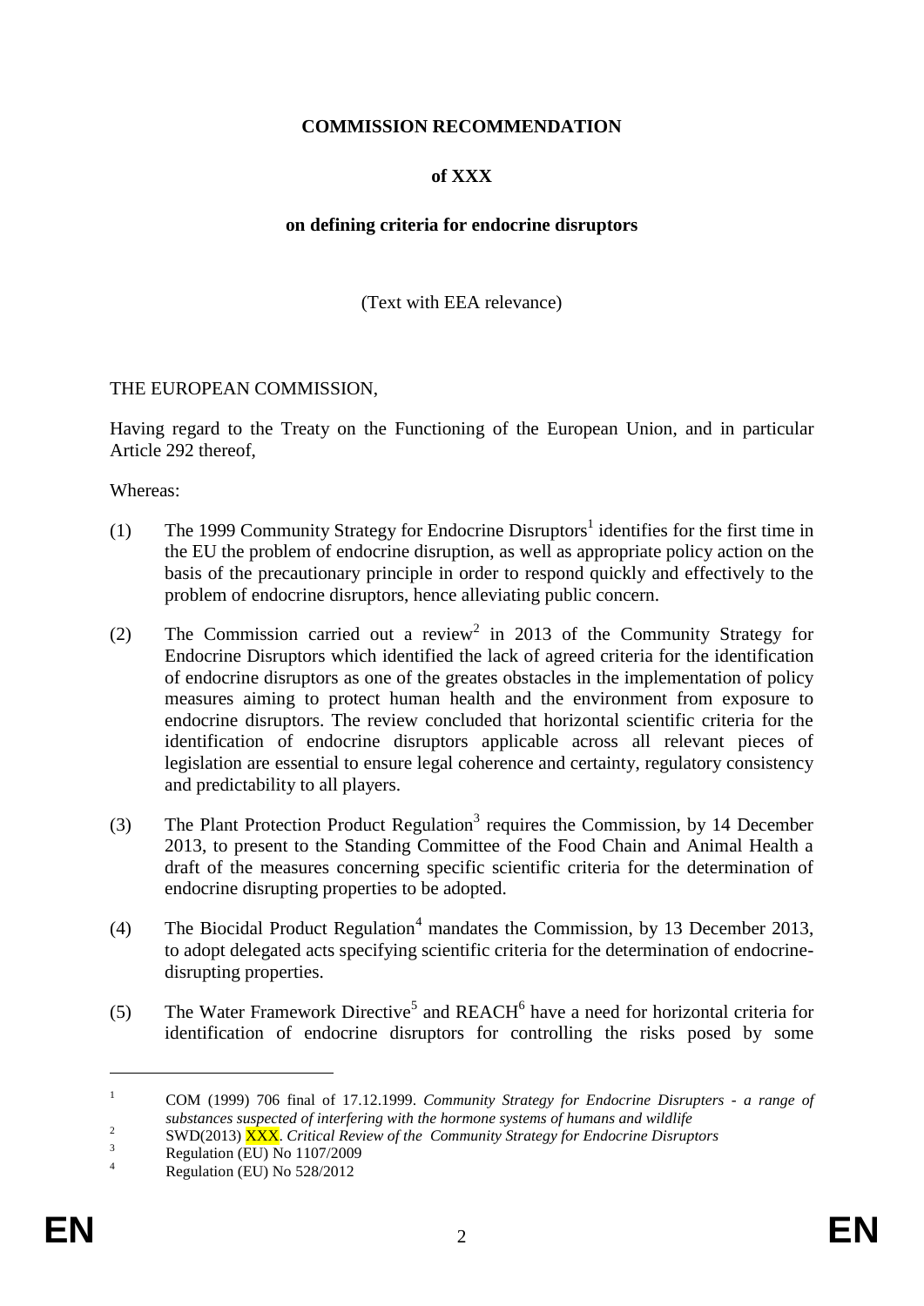**COMMISSION RECOMMENDATION**

**of XXX**

**on defining criteria for endocrine disruptors**

(Text with EEA relevance)

THE EUROPEAN COMMISSION,

Having regard to the Treaty on the Functioning of the European Union, and in particular Article 292 thereof,

Whereas:

(1) The 1999 Community Strategy for Endocrine Disruptors[1] identifies for the first time in the EU the problem of endocrine disruption, as well as appropriate policy action on the basis of the precautionary principle in order to respond quickly and effectively to the problem of endocrine disruptors, hence alleviating public concern.

(2) The Commission carried out a review[2] in 2013 of the Community Strategy for Endocrine Disruptors which identified the lack of agreed criteria for the identification of endocrine disruptors as one of the greates obstacles in the implementation of policy measures aiming to protect human health and the environment from exposure to endocrine disruptors. The review concluded that horizontal scientific criteria for the identification of endocrine disruptors applicable across all relevant pieces of legislation are essential to ensure legal coherence and certainty, regulatory consistency and predictability to all players.

(3) The Plant Protection Product Regulation[3] requires the Commission, by 14 December 2013, to present to the Standing Committee of the Food Chain and Animal Health a draft of the measures concerning specific scientific criteria for the determination of endocrine disrupting properties to be adopted.

(4) The Biocidal Product Regulation[4] mandates the Commission, by 13 December 2013, to adopt delegated acts specifying scientific criteria for the determination of endocrine-disrupting properties.

(5) The Water Framework Directive[5] and REACH[6] have a need for horizontal criteria for identification of endocrine disruptors for controlling the risks posed by some

---

[1] COM (1999) 706 final of 17.12.1999. *Community Strategy for Endocrine Disrupters - a range of substances suspected of interfering with the hormone systems of humans and wildlife*

[2] SWD(2013) XXX. *Critical Review of the Community Strategy for Endocrine Disruptors*

[3] Regulation (EU) No 1107/2009

[4] Regulation (EU) No 528/2012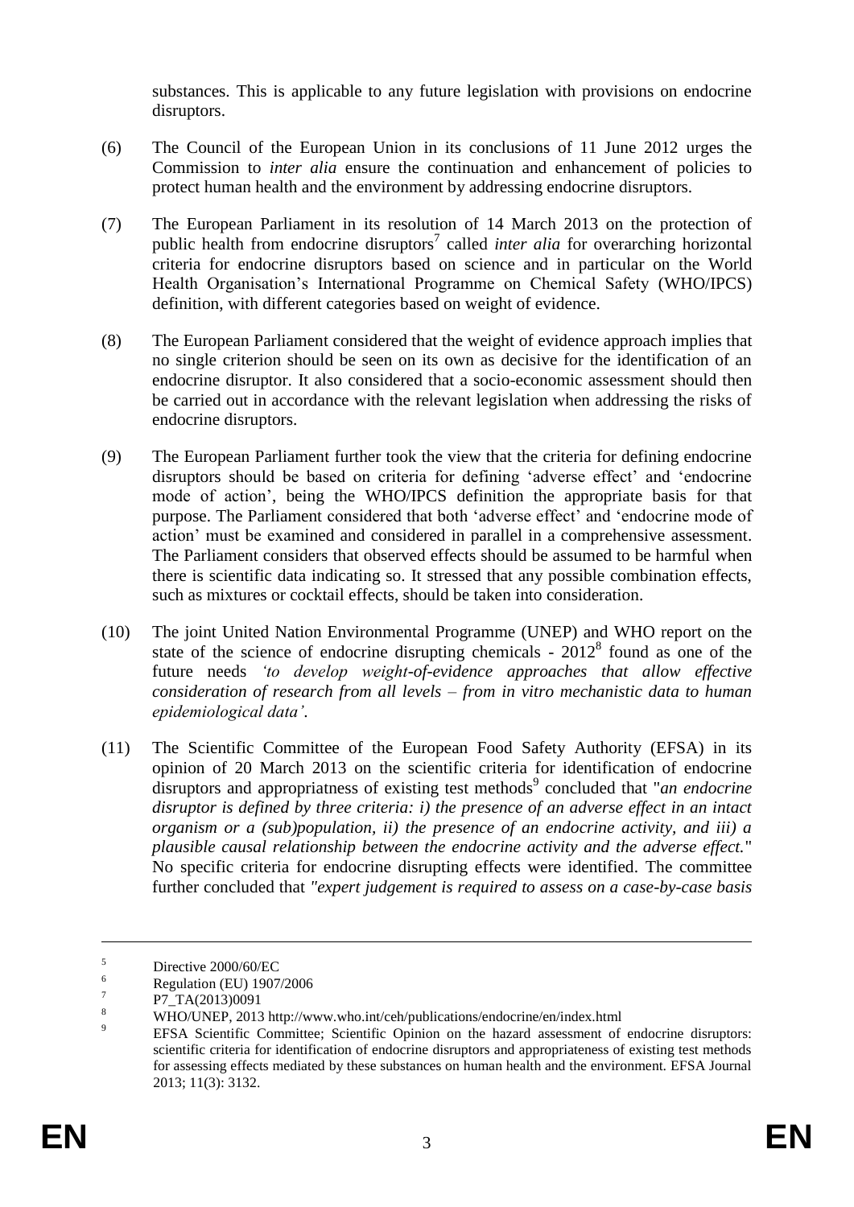substances. This is applicable to any future legislation with provisions on endocrine disruptors.

(6) The Council of the European Union in its conclusions of 11 June 2012 urges the Commission to *inter alia* ensure the continuation and enhancement of policies to protect human health and the environment by addressing endocrine disruptors.

(7) The European Parliament in its resolution of 14 March 2013 on the protection of public health from endocrine disruptors[7] called *inter alia* for overarching horizontal criteria for endocrine disruptors based on science and in particular on the World Health Organisation's International Programme on Chemical Safety (WHO/IPCS) definition, with different categories based on weight of evidence.

(8) The European Parliament considered that the weight of evidence approach implies that no single criterion should be seen on its own as decisive for the identification of an endocrine disruptor. It also considered that a socio-economic assessment should then be carried out in accordance with the relevant legislation when addressing the risks of endocrine disruptors.

(9) The European Parliament further took the view that the criteria for defining endocrine disruptors should be based on criteria for defining 'adverse effect' and 'endocrine mode of action', being the WHO/IPCS definition the appropriate basis for that purpose. The Parliament considered that both 'adverse effect' and 'endocrine mode of action' must be examined and considered in parallel in a comprehensive assessment. The Parliament considers that observed effects should be assumed to be harmful when there is scientific data indicating so. It stressed that any possible combination effects, such as mixtures or cocktail effects, should be taken into consideration.

(10) The joint United Nation Environmental Programme (UNEP) and WHO report on the state of the science of endocrine disrupting chemicals - 2012[8] found as one of the future needs *'to develop weight-of-evidence approaches that allow effective consideration of research from all levels – from in vitro mechanistic data to human epidemiological data'*.

(11) The Scientific Committee of the European Food Safety Authority (EFSA) in its opinion of 20 March 2013 on the scientific criteria for identification of endocrine disruptors and appropriatness of existing test methods[9] concluded that "*an endocrine disruptor is defined by three criteria: i) the presence of an adverse effect in an intact organism or a (sub)population, ii) the presence of an endocrine activity, and iii) a plausible causal relationship between the endocrine activity and the adverse effect.*" No specific criteria for endocrine disrupting effects were identified. The committee further concluded that *"expert judgement is required to assess on a case-by-case basis*

---

[5] Directive 2000/60/EC

[6] Regulation (EU) 1907/2006

[7] P7_TA(2013)0091

[8] WHO/UNEP, 2013 http://www.who.int/ceh/publications/endocrine/en/index.html

[9] EFSA Scientific Committee; Scientific Opinion on the hazard assessment of endocrine disruptors: scientific criteria for identification of endocrine disruptors and appropriateness of existing test methods for assessing effects mediated by these substances on human health and the environment. EFSA Journal 2013; 11(3): 3132.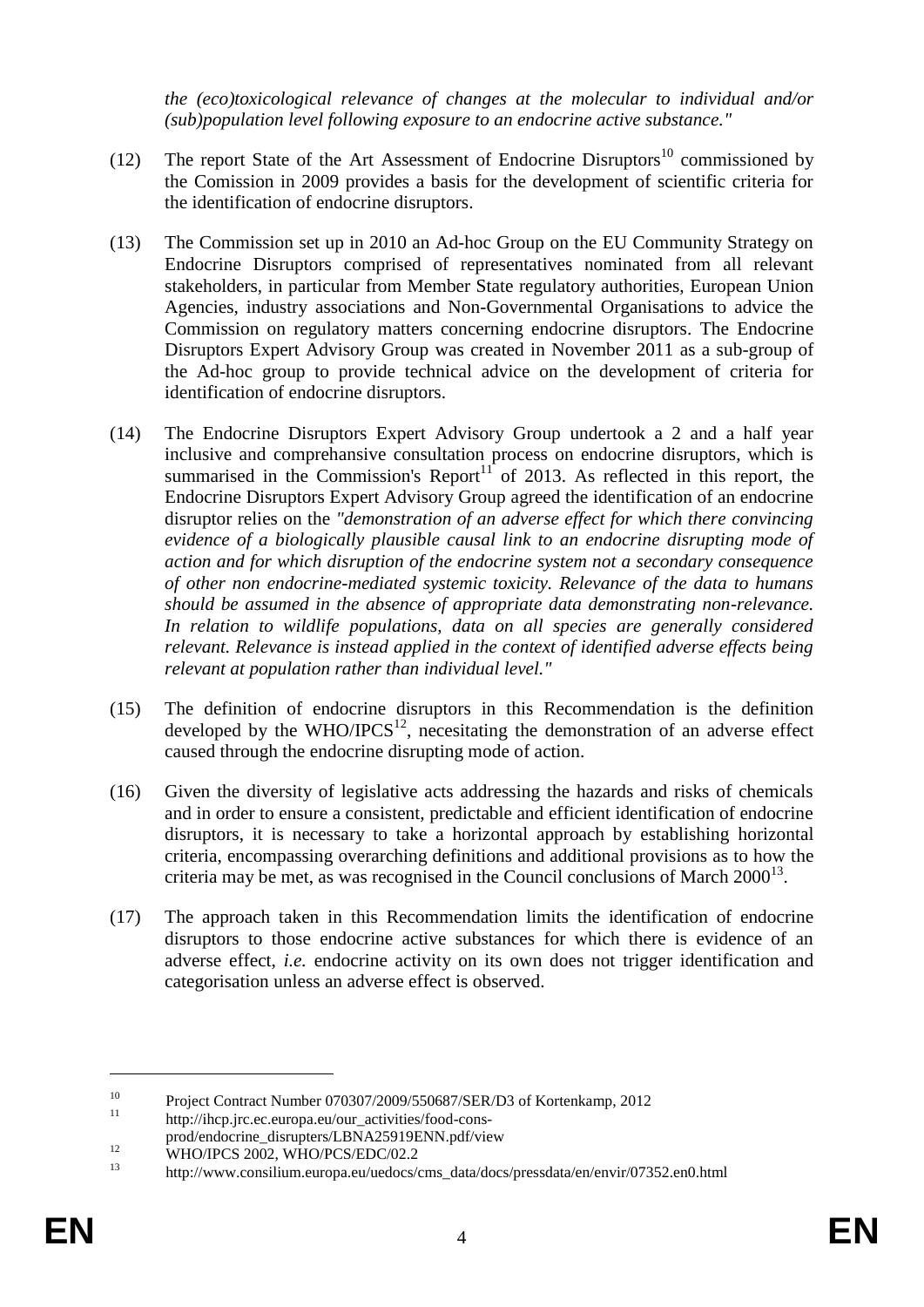*the (eco)toxicological relevance of changes at the molecular to individual and/or (sub)population level following exposure to an endocrine active substance."*

(12) The report State of the Art Assessment of Endocrine Disruptors[10] commissioned by the Comission in 2009 provides a basis for the development of scientific criteria for the identification of endocrine disruptors.

(13) The Commission set up in 2010 an Ad-hoc Group on the EU Community Strategy on Endocrine Disruptors comprised of representatives nominated from all relevant stakeholders, in particular from Member State regulatory authorities, European Union Agencies, industry associations and Non-Governmental Organisations to advice the Commission on regulatory matters concerning endocrine disruptors. The Endocrine Disruptors Expert Advisory Group was created in November 2011 as a sub-group of the Ad-hoc group to provide technical advice on the development of criteria for identification of endocrine disruptors.

(14) The Endocrine Disruptors Expert Advisory Group undertook a 2 and a half year inclusive and comprehansive consultation process on endocrine disruptors, which is summarised in the Commission's Report[11] of 2013. As reflected in this report, the Endocrine Disruptors Expert Advisory Group agreed the identification of an endocrine disruptor relies on the *"demonstration of an adverse effect for which there convincing evidence of a biologically plausible causal link to an endocrine disrupting mode of action and for which disruption of the endocrine system not a secondary consequence of other non endocrine-mediated systemic toxicity. Relevance of the data to humans should be assumed in the absence of appropriate data demonstrating non-relevance. In relation to wildlife populations, data on all species are generally considered relevant. Relevance is instead applied in the context of identified adverse effects being relevant at population rather than individual level."*

(15) The definition of endocrine disruptors in this Recommendation is the definition developed by the WHO/IPCS[12], necesitating the demonstration of an adverse effect caused through the endocrine disrupting mode of action.

(16) Given the diversity of legislative acts addressing the hazards and risks of chemicals and in order to ensure a consistent, predictable and efficient identification of endocrine disruptors, it is necessary to take a horizontal approach by establishing horizontal criteria, encompassing overarching definitions and additional provisions as to how the criteria may be met, as was recognised in the Council conclusions of March 2000[13].

(17) The approach taken in this Recommendation limits the identification of endocrine disruptors to those endocrine active substances for which there is evidence of an adverse effect, *i.e.* endocrine activity on its own does not trigger identification and categorisation unless an adverse effect is observed.

---

[10] Project Contract Number 070307/2009/550687/SER/D3 of Kortenkamp, 2012

[11] http://ihcp.jrc.ec.europa.eu/our_activities/food-cons-prod/endocrine_disrupters/LBNA25919ENN.pdf/view

[12] WHO/IPCS 2002, WHO/PCS/EDC/02.2

[13] http://www.consilium.europa.eu/uedocs/cms_data/docs/pressdata/en/envir/07352.en0.html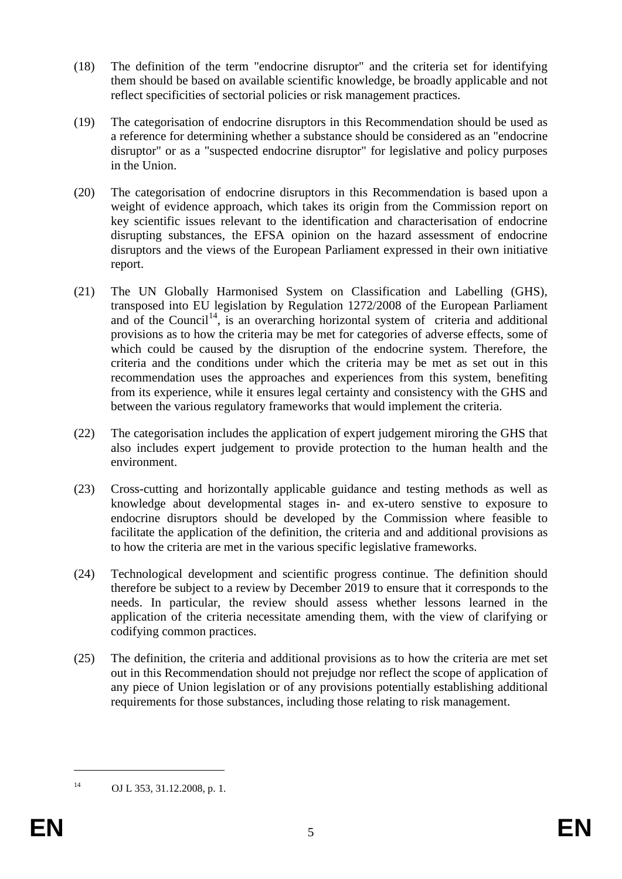(18) The definition of the term "endocrine disruptor" and the criteria set for identifying them should be based on available scientific knowledge, be broadly applicable and not reflect specificities of sectorial policies or risk management practices.

(19) The categorisation of endocrine disruptors in this Recommendation should be used as a reference for determining whether a substance should be considered as an "endocrine disruptor" or as a "suspected endocrine disruptor" for legislative and policy purposes in the Union.

(20) The categorisation of endocrine disruptors in this Recommendation is based upon a weight of evidence approach, which takes its origin from the Commission report on key scientific issues relevant to the identification and characterisation of endocrine disrupting substances, the EFSA opinion on the hazard assessment of endocrine disruptors and the views of the European Parliament expressed in their own initiative report.

(21) The UN Globally Harmonised System on Classification and Labelling (GHS), transposed into EU legislation by Regulation 1272/2008 of the European Parliament and of the Council[14], is an overarching horizontal system of criteria and additional provisions as to how the criteria may be met for categories of adverse effects, some of which could be caused by the disruption of the endocrine system. Therefore, the criteria and the conditions under which the criteria may be met as set out in this recommendation uses the approaches and experiences from this system, benefiting from its experience, while it ensures legal certainty and consistency with the GHS and between the various regulatory frameworks that would implement the criteria.

(22) The categorisation includes the application of expert judgement miroring the GHS that also includes expert judgement to provide protection to the human health and the environment.

(23) Cross-cutting and horizontally applicable guidance and testing methods as well as knowledge about developmental stages in- and ex-utero senstive to exposure to endocrine disruptors should be developed by the Commission where feasible to facilitate the application of the definition, the criteria and and additional provisions as to how the criteria are met in the various specific legislative frameworks.

(24) Technological development and scientific progress continue. The definition should therefore be subject to a review by December 2019 to ensure that it corresponds to the needs. In particular, the review should assess whether lessons learned in the application of the criteria necessitate amending them, with the view of clarifying or codifying common practices.

(25) The definition, the criteria and additional provisions as to how the criteria are met set out in this Recommendation should not prejudge nor reflect the scope of application of any piece of Union legislation or of any provisions potentially establishing additional requirements for those substances, including those relating to risk management.

---

[14] OJ L 353, 31.12.2008, p. 1.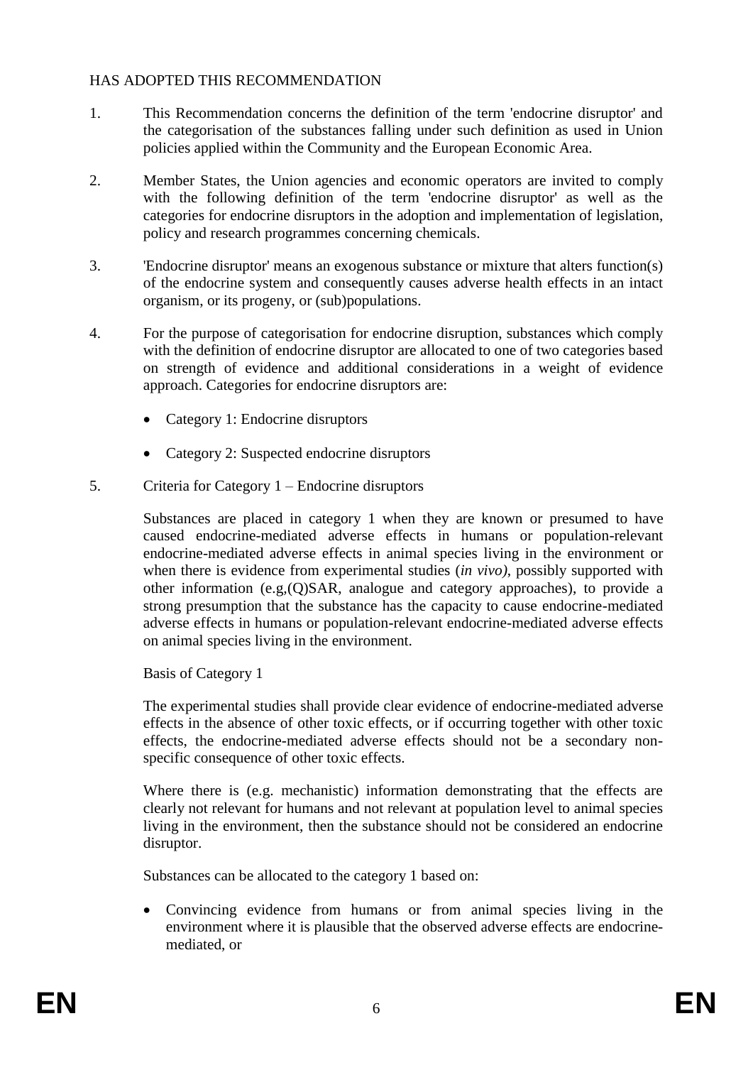HAS ADOPTED THIS RECOMMENDATION

1. This Recommendation concerns the definition of the term 'endocrine disruptor' and the categorisation of the substances falling under such definition as used in Union policies applied within the Community and the European Economic Area.

2. Member States, the Union agencies and economic operators are invited to comply with the following definition of the term 'endocrine disruptor' as well as the categories for endocrine disruptors in the adoption and implementation of legislation, policy and research programmes concerning chemicals.

3. 'Endocrine disruptor' means an exogenous substance or mixture that alters function(s) of the endocrine system and consequently causes adverse health effects in an intact organism, or its progeny, or (sub)populations.

4. For the purpose of categorisation for endocrine disruption, substances which comply with the definition of endocrine disruptor are allocated to one of two categories based on strength of evidence and additional considerations in a weight of evidence approach. Categories for endocrine disruptors are:

   - Category 1: Endocrine disruptors
   - Category 2: Suspected endocrine disruptors

5. Criteria for Category 1 – Endocrine disruptors

   Substances are placed in category 1 when they are known or presumed to have caused endocrine-mediated adverse effects in humans or population-relevant endocrine-mediated adverse effects in animal species living in the environment or when there is evidence from experimental studies (*in vivo)*, possibly supported with other information (e.g,(Q)SAR, analogue and category approaches), to provide a strong presumption that the substance has the capacity to cause endocrine-mediated adverse effects in humans or population-relevant endocrine-mediated adverse effects on animal species living in the environment.

   Basis of Category 1

   The experimental studies shall provide clear evidence of endocrine-mediated adverse effects in the absence of other toxic effects, or if occurring together with other toxic effects, the endocrine-mediated adverse effects should not be a secondary non-specific consequence of other toxic effects.

   Where there is (e.g. mechanistic) information demonstrating that the effects are clearly not relevant for humans and not relevant at population level to animal species living in the environment, then the substance should not be considered an endocrine disruptor.

   Substances can be allocated to the category 1 based on:

   - Convincing evidence from humans or from animal species living in the environment where it is plausible that the observed adverse effects are endocrine-mediated, or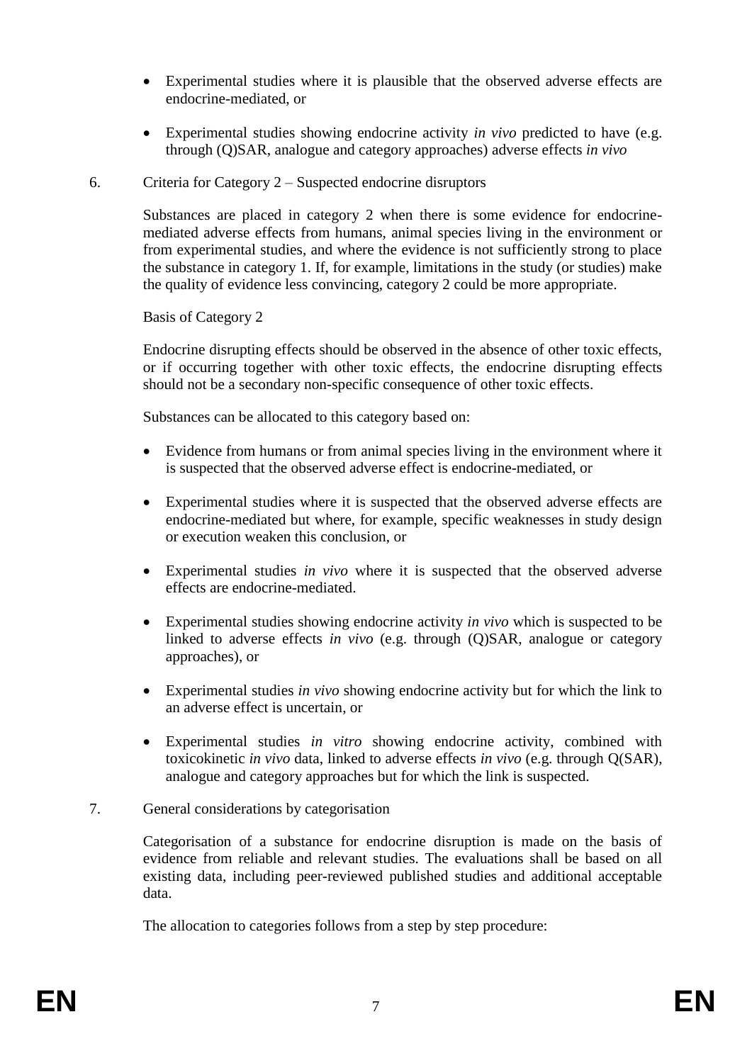- Experimental studies where it is plausible that the observed adverse effects are endocrine-mediated, or

- Experimental studies showing endocrine activity *in vivo* predicted to have (e.g. through (Q)SAR, analogue and category approaches) adverse effects *in vivo*

6. Criteria for Category 2 – Suspected endocrine disruptors

Substances are placed in category 2 when there is some evidence for endocrine-mediated adverse effects from humans, animal species living in the environment or from experimental studies, and where the evidence is not sufficiently strong to place the substance in category 1. If, for example, limitations in the study (or studies) make the quality of evidence less convincing, category 2 could be more appropriate.

Basis of Category 2

Endocrine disrupting effects should be observed in the absence of other toxic effects, or if occurring together with other toxic effects, the endocrine disrupting effects should not be a secondary non-specific consequence of other toxic effects.

Substances can be allocated to this category based on:

- Evidence from humans or from animal species living in the environment where it is suspected that the observed adverse effect is endocrine-mediated, or

- Experimental studies where it is suspected that the observed adverse effects are endocrine-mediated but where, for example, specific weaknesses in study design or execution weaken this conclusion, or

- Experimental studies *in vivo* where it is suspected that the observed adverse effects are endocrine-mediated.

- Experimental studies showing endocrine activity *in vivo* which is suspected to be linked to adverse effects *in vivo* (e.g. through (Q)SAR, analogue or category approaches), or

- Experimental studies *in vivo* showing endocrine activity but for which the link to an adverse effect is uncertain, or

- Experimental studies *in vitro* showing endocrine activity, combined with toxicokinetic *in vivo* data, linked to adverse effects *in vivo* (e.g. through Q(SAR), analogue and category approaches but for which the link is suspected.

7. General considerations by categorisation

Categorisation of a substance for endocrine disruption is made on the basis of evidence from reliable and relevant studies. The evaluations shall be based on all existing data, including peer-reviewed published studies and additional acceptable data.

The allocation to categories follows from a step by step procedure: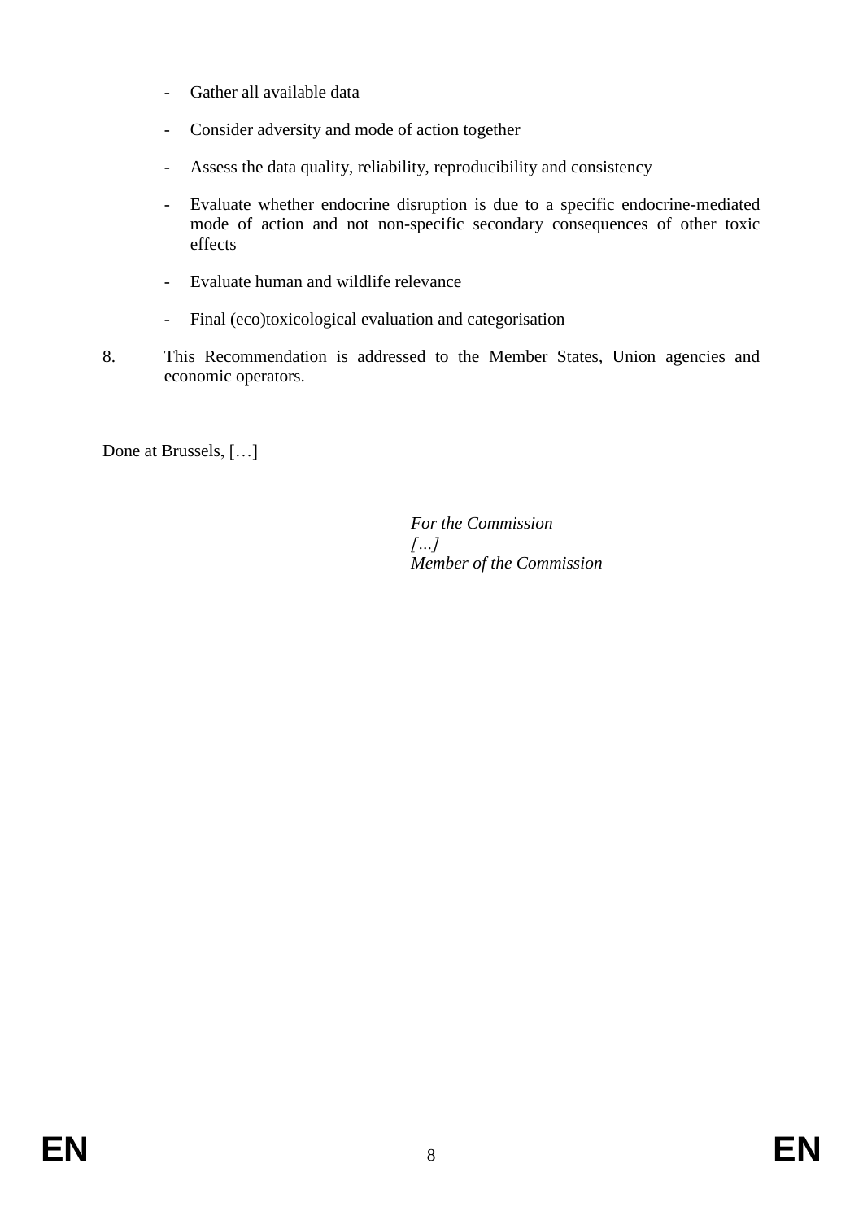- Gather all available data
- Consider adversity and mode of action together
- Assess the data quality, reliability, reproducibility and consistency
- Evaluate whether endocrine disruption is due to a specific endocrine-mediated mode of action and not non-specific secondary consequences of other toxic effects
- Evaluate human and wildlife relevance
- Final (eco)toxicological evaluation and categorisation

8. This Recommendation is addressed to the Member States, Union agencies and economic operators.

Done at Brussels, […]

*For the Commission*
*[…]*
*Member of the Commission*